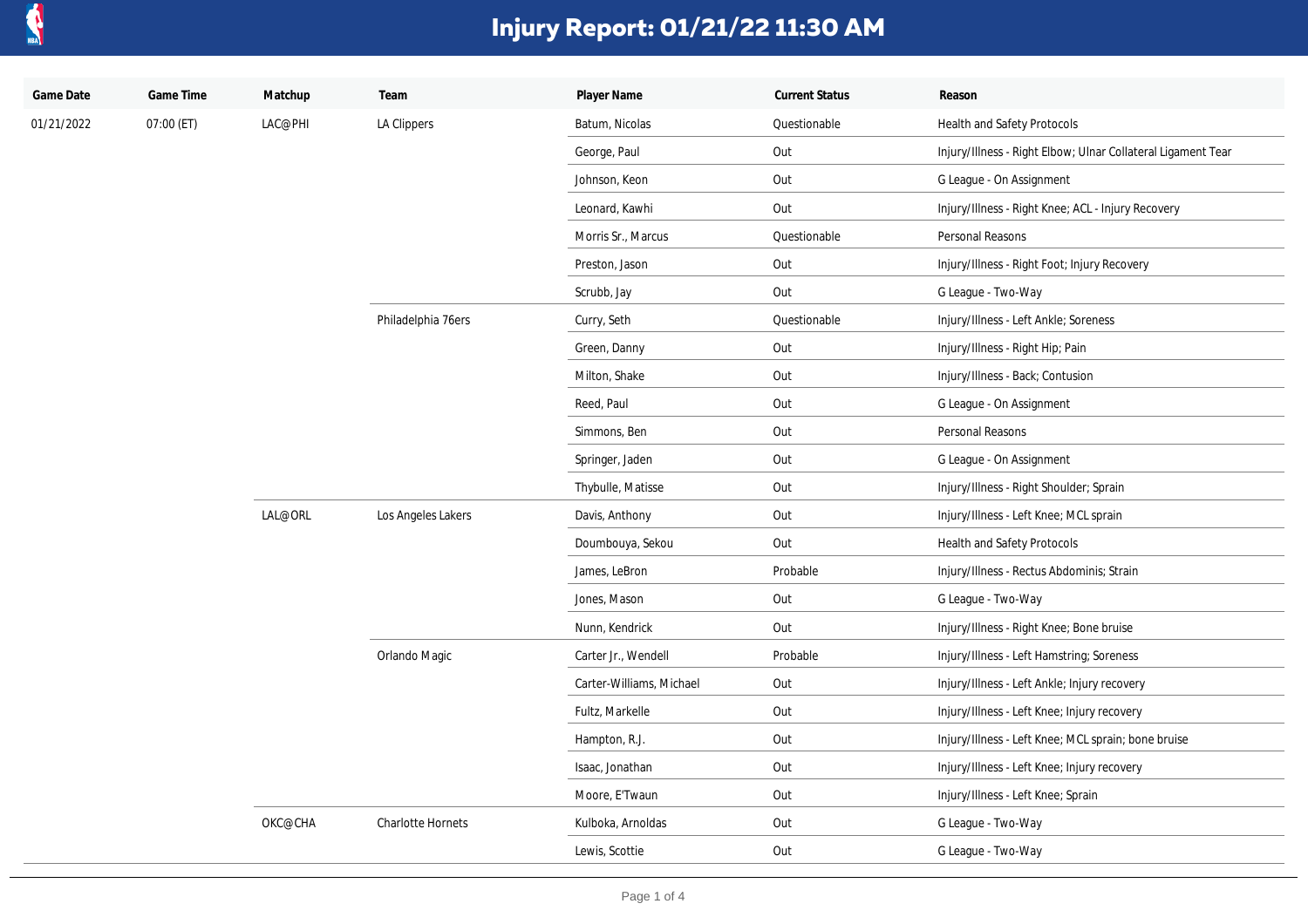# Injury Report: 01/21/22 11:30 AM

| Game Date | Game Time | Matchup | Team | Player Name | Current Status | Reason |
| --- | --- | --- | --- | --- | --- | --- |
| 01/21/2022 | 07:00 (ET) | LAC@PHI | LA Clippers | Batum, Nicolas | Questionable | Health and Safety Protocols |
| | | | | George, Paul | Out | Injury/Illness - Right Elbow; Ulnar Collateral Ligament Tear |
| | | | | Johnson, Keon | Out | G League - On Assignment |
| | | | | Leonard, Kawhi | Out | Injury/Illness - Right Knee; ACL - Injury Recovery |
| | | | | Morris Sr., Marcus | Questionable | Personal Reasons |
| | | | | Preston, Jason | Out | Injury/Illness - Right Foot; Injury Recovery |
| | | | | Scrubb, Jay | Out | G League - Two-Way |
| | | | Philadelphia 76ers | Curry, Seth | Questionable | Injury/Illness - Left Ankle; Soreness |
| | | | | Green, Danny | Out | Injury/Illness - Right Hip; Pain |
| | | | | Milton, Shake | Out | Injury/Illness - Back; Contusion |
| | | | | Reed, Paul | Out | G League - On Assignment |
| | | | | Simmons, Ben | Out | Personal Reasons |
| | | | | Springer, Jaden | Out | G League - On Assignment |
| | | | | Thybulle, Matisse | Out | Injury/Illness - Right Shoulder; Sprain |
| | | LAL@ORL | Los Angeles Lakers | Davis, Anthony | Out | Injury/Illness - Left Knee; MCL sprain |
| | | | | Doumbouya, Sekou | Out | Health and Safety Protocols |
| | | | | James, LeBron | Probable | Injury/Illness - Rectus Abdominis; Strain |
| | | | | Jones, Mason | Out | G League - Two-Way |
| | | | | Nunn, Kendrick | Out | Injury/Illness - Right Knee; Bone bruise |
| | | | Orlando Magic | Carter Jr., Wendell | Probable | Injury/Illness - Left Hamstring; Soreness |
| | | | | Carter-Williams, Michael | Out | Injury/Illness - Left Ankle; Injury recovery |
| | | | | Fultz, Markelle | Out | Injury/Illness - Left Knee; Injury recovery |
| | | | | Hampton, R.J. | Out | Injury/Illness - Left Knee; MCL sprain; bone bruise |
| | | | | Isaac, Jonathan | Out | Injury/Illness - Left Knee; Injury recovery |
| | | | | Moore, E'Twaun | Out | Injury/Illness - Left Knee; Sprain |
| | | OKC@CHA | Charlotte Hornets | Kulboka, Arnoldas | Out | G League - Two-Way |
| | | | | Lewis, Scottie | Out | G League - Two-Way |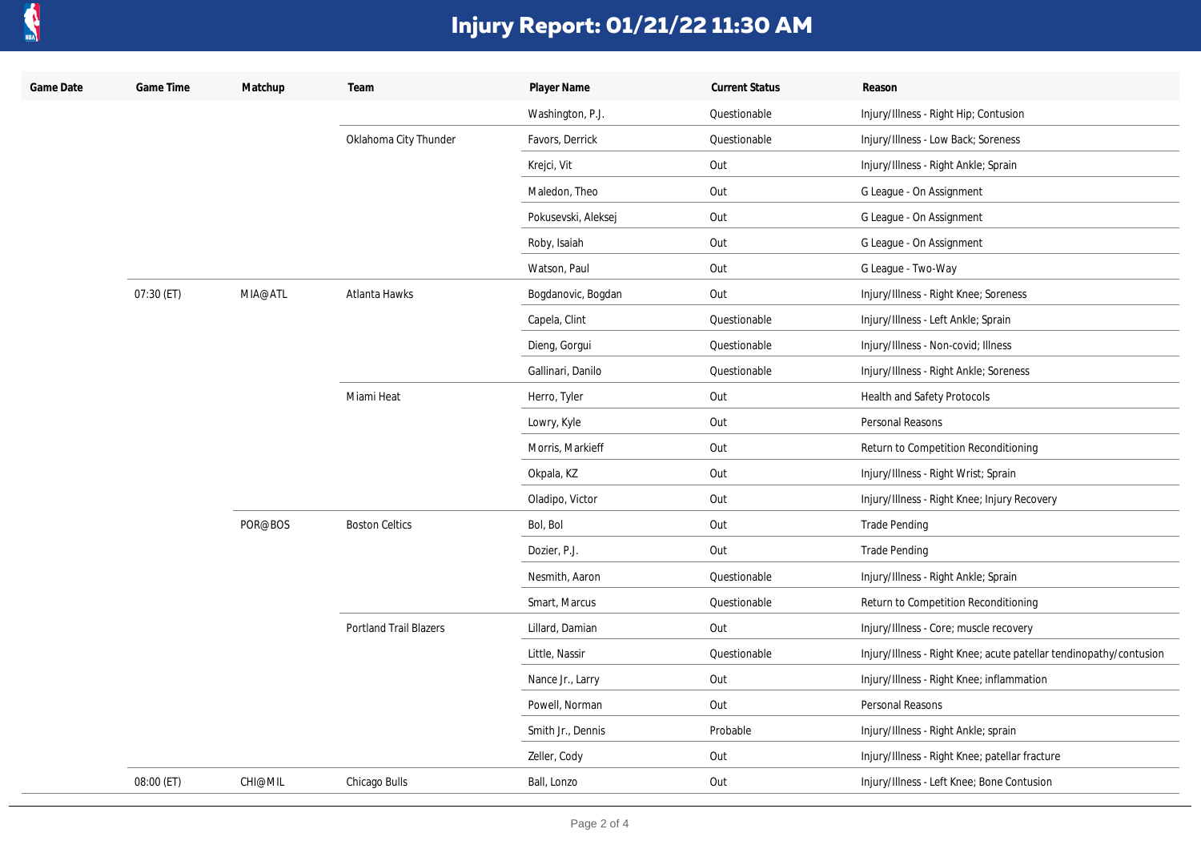# Injury Report: 01/21/22 11:30 AM

| Game Date | Game Time | Matchup | Team | Player Name | Current Status | Reason |
|---|---|---|---|---|---|---|
| | | | | Washington, P.J. | Questionable | Injury/Illness - Right Hip; Contusion |
| | | | Oklahoma City Thunder | Favors, Derrick | Questionable | Injury/Illness - Low Back; Soreness |
| | | | | Krejci, Vit | Out | Injury/Illness - Right Ankle; Sprain |
| | | | | Maledon, Theo | Out | G League - On Assignment |
| | | | | Pokusevski, Aleksej | Out | G League - On Assignment |
| | | | | Roby, Isaiah | Out | G League - On Assignment |
| | | | | Watson, Paul | Out | G League - Two-Way |
| | 07:30 (ET) | MIA@ATL | Atlanta Hawks | Bogdanovic, Bogdan | Out | Injury/Illness - Right Knee; Soreness |
| | | | | Capela, Clint | Questionable | Injury/Illness - Left Ankle; Sprain |
| | | | | Dieng, Gorgui | Questionable | Injury/Illness - Non-covid; Illness |
| | | | | Gallinari, Danilo | Questionable | Injury/Illness - Right Ankle; Soreness |
| | | | Miami Heat | Herro, Tyler | Out | Health and Safety Protocols |
| | | | | Lowry, Kyle | Out | Personal Reasons |
| | | | | Morris, Markieff | Out | Return to Competition Reconditioning |
| | | | | Okpala, KZ | Out | Injury/Illness - Right Wrist; Sprain |
| | | | | Oladipo, Victor | Out | Injury/Illness - Right Knee; Injury Recovery |
| | | POR@BOS | Boston Celtics | Bol, Bol | Out | Trade Pending |
| | | | | Dozier, P.J. | Out | Trade Pending |
| | | | | Nesmith, Aaron | Questionable | Injury/Illness - Right Ankle; Sprain |
| | | | | Smart, Marcus | Questionable | Return to Competition Reconditioning |
| | | | Portland Trail Blazers | Lillard, Damian | Out | Injury/Illness - Core; muscle recovery |
| | | | | Little, Nassir | Questionable | Injury/Illness - Right Knee; acute patellar tendinopathy/contusion |
| | | | | Nance Jr., Larry | Out | Injury/Illness - Right Knee; inflammation |
| | | | | Powell, Norman | Out | Personal Reasons |
| | | | | Smith Jr., Dennis | Probable | Injury/Illness - Right Ankle; sprain |
| | | | | Zeller, Cody | Out | Injury/Illness - Right Knee; patellar fracture |
| | 08:00 (ET) | CHI@MIL | Chicago Bulls | Ball, Lonzo | Out | Injury/Illness - Left Knee; Bone Contusion |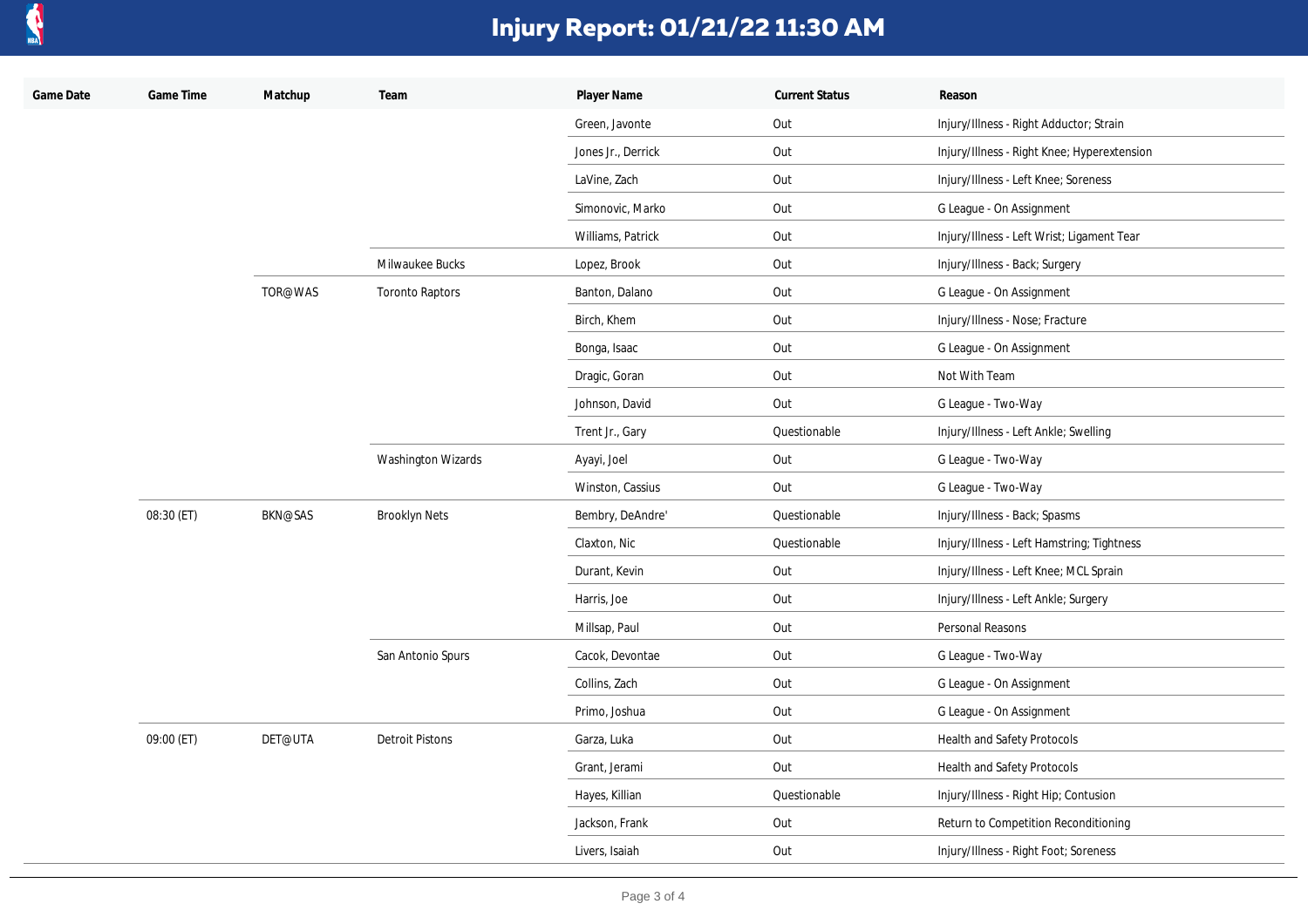# Injury Report: 01/21/22 11:30 AM

| Game Date | Game Time | Matchup | Team | Player Name | Current Status | Reason |
|---|---|---|---|---|---|---|
| | | | | Green, Javonte | Out | Injury/Illness - Right Adductor; Strain |
| | | | | Jones Jr., Derrick | Out | Injury/Illness - Right Knee; Hyperextension |
| | | | | LaVine, Zach | Out | Injury/Illness - Left Knee; Soreness |
| | | | | Simonovic, Marko | Out | G League - On Assignment |
| | | | | Williams, Patrick | Out | Injury/Illness - Left Wrist; Ligament Tear |
| | | | Milwaukee Bucks | Lopez, Brook | Out | Injury/Illness - Back; Surgery |
| | | TOR@WAS | Toronto Raptors | Banton, Dalano | Out | G League - On Assignment |
| | | | | Birch, Khem | Out | Injury/Illness - Nose; Fracture |
| | | | | Bonga, Isaac | Out | G League - On Assignment |
| | | | | Dragic, Goran | Out | Not With Team |
| | | | | Johnson, David | Out | G League - Two-Way |
| | | | | Trent Jr., Gary | Questionable | Injury/Illness - Left Ankle; Swelling |
| | | | Washington Wizards | Ayayi, Joel | Out | G League - Two-Way |
| | | | | Winston, Cassius | Out | G League - Two-Way |
| | 08:30 (ET) | BKN@SAS | Brooklyn Nets | Bembry, DeAndre' | Questionable | Injury/Illness - Back; Spasms |
| | | | | Claxton, Nic | Questionable | Injury/Illness - Left Hamstring; Tightness |
| | | | | Durant, Kevin | Out | Injury/Illness - Left Knee; MCL Sprain |
| | | | | Harris, Joe | Out | Injury/Illness - Left Ankle; Surgery |
| | | | | Millsap, Paul | Out | Personal Reasons |
| | | | San Antonio Spurs | Cacok, Devontae | Out | G League - Two-Way |
| | | | | Collins, Zach | Out | G League - On Assignment |
| | | | | Primo, Joshua | Out | G League - On Assignment |
| | 09:00 (ET) | DET@UTA | Detroit Pistons | Garza, Luka | Out | Health and Safety Protocols |
| | | | | Grant, Jerami | Out | Health and Safety Protocols |
| | | | | Hayes, Killian | Questionable | Injury/Illness - Right Hip; Contusion |
| | | | | Jackson, Frank | Out | Return to Competition Reconditioning |
| | | | | Livers, Isaiah | Out | Injury/Illness - Right Foot; Soreness |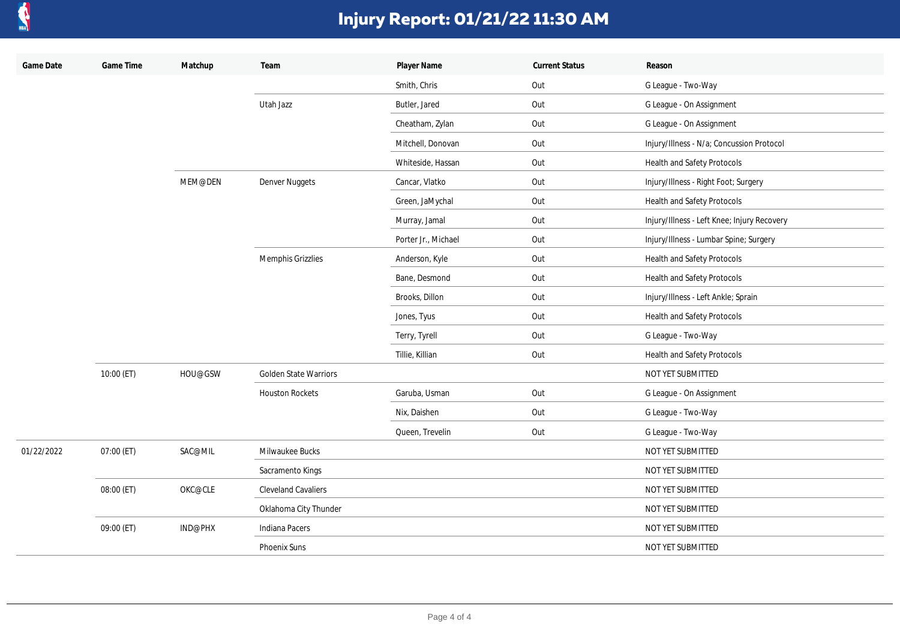# Injury Report: 01/21/22 11:30 AM

| Game Date | Game Time | Matchup | Team | Player Name | Current Status | Reason |
|---|---|---|---|---|---|---|
| | | | | Smith, Chris | Out | G League - Two-Way |
| | | | Utah Jazz | Butler, Jared | Out | G League - On Assignment |
| | | | | Cheatham, Zylan | Out | G League - On Assignment |
| | | | | Mitchell, Donovan | Out | Injury/Illness - N/a; Concussion Protocol |
| | | | | Whiteside, Hassan | Out | Health and Safety Protocols |
| | | MEM@DEN | Denver Nuggets | Cancar, Vlatko | Out | Injury/Illness - Right Foot; Surgery |
| | | | | Green, JaMychal | Out | Health and Safety Protocols |
| | | | | Murray, Jamal | Out | Injury/Illness - Left Knee; Injury Recovery |
| | | | | Porter Jr., Michael | Out | Injury/Illness - Lumbar Spine; Surgery |
| | | | Memphis Grizzlies | Anderson, Kyle | Out | Health and Safety Protocols |
| | | | | Bane, Desmond | Out | Health and Safety Protocols |
| | | | | Brooks, Dillon | Out | Injury/Illness - Left Ankle; Sprain |
| | | | | Jones, Tyus | Out | Health and Safety Protocols |
| | | | | Terry, Tyrell | Out | G League - Two-Way |
| | | | | Tillie, Killian | Out | Health and Safety Protocols |
| | 10:00 (ET) | HOU@GSW | Golden State Warriors | | | NOT YET SUBMITTED |
| | | | Houston Rockets | Garuba, Usman | Out | G League - On Assignment |
| | | | | Nix, Daishen | Out | G League - Two-Way |
| | | | | Queen, Trevelin | Out | G League - Two-Way |
| 01/22/2022 | 07:00 (ET) | SAC@MIL | Milwaukee Bucks | | | NOT YET SUBMITTED |
| | | | Sacramento Kings | | | NOT YET SUBMITTED |
| | 08:00 (ET) | OKC@CLE | Cleveland Cavaliers | | | NOT YET SUBMITTED |
| | | | Oklahoma City Thunder | | | NOT YET SUBMITTED |
| | 09:00 (ET) | IND@PHX | Indiana Pacers | | | NOT YET SUBMITTED |
| | | | Phoenix Suns | | | NOT YET SUBMITTED |